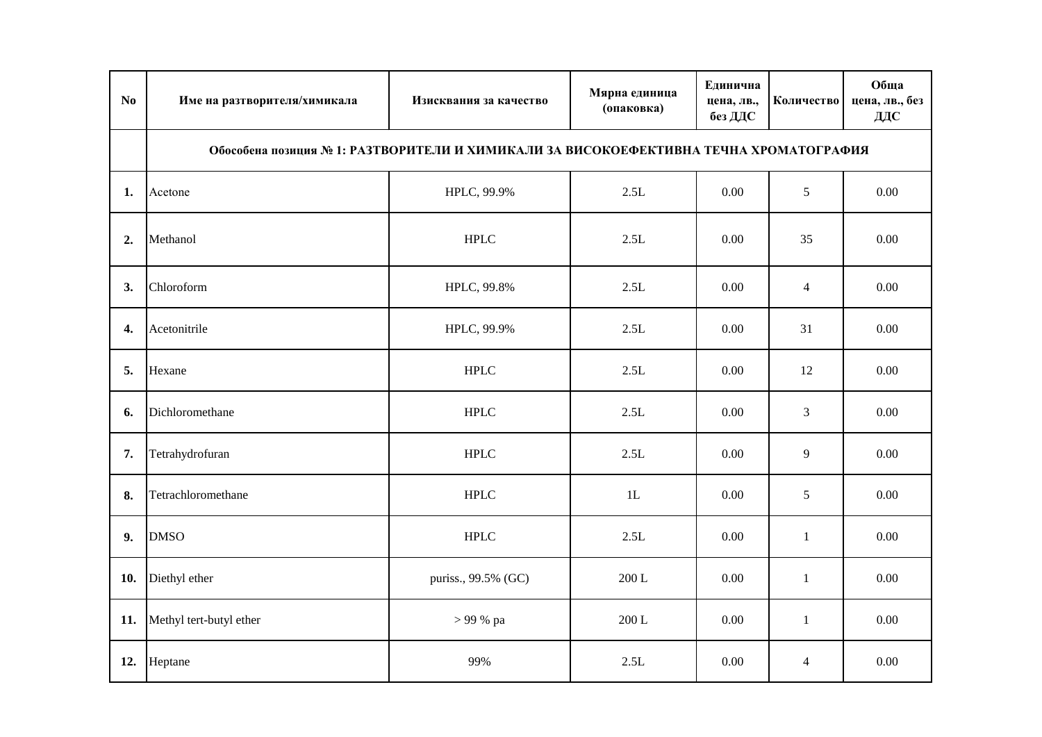| No | Име на разтворителя/химикала | Изисквания за качество | Мярна единица (опаковка) | Единична цена, лв., без ДДС | Количество | Обща цена, лв., без ДДС |
|---|---|---|---|---|---|---|
| | **Обособена позиция № 1: РАЗТВОРИТЕЛИ И ХИМИКАЛИ ЗА ВИСОКОЕФЕКТИВНА ТЕЧНА ХРОМАТОГРАФИЯ** | | | | | |
| **1.** | Acetone | HPLC, 99.9% | 2.5L | 0.00 | 5 | 0.00 |
| **2.** | Methanol | HPLC | 2.5L | 0.00 | 35 | 0.00 |
| **3.** | Chloroform | HPLC, 99.8% | 2.5L | 0.00 | 4 | 0.00 |
| **4.** | Acetonitrile | HPLC, 99.9% | 2.5L | 0.00 | 31 | 0.00 |
| **5.** | Hexane | HPLC | 2.5L | 0.00 | 12 | 0.00 |
| **6.** | Dichloromethane | HPLC | 2.5L | 0.00 | 3 | 0.00 |
| **7.** | Tetrahydrofuran | HPLC | 2.5L | 0.00 | 9 | 0.00 |
| **8.** | Tetrachloromethane | HPLC | 1L | 0.00 | 5 | 0.00 |
| **9.** | DMSO | HPLC | 2.5L | 0.00 | 1 | 0.00 |
| **10.** | Diethyl ether | puriss., 99.5% (GC) | 200 L | 0.00 | 1 | 0.00 |
| **11.** | Methyl tert-butyl ether | > 99 % pa | 200 L | 0.00 | 1 | 0.00 |
| **12.** | Heptane | 99% | 2.5L | 0.00 | 4 | 0.00 |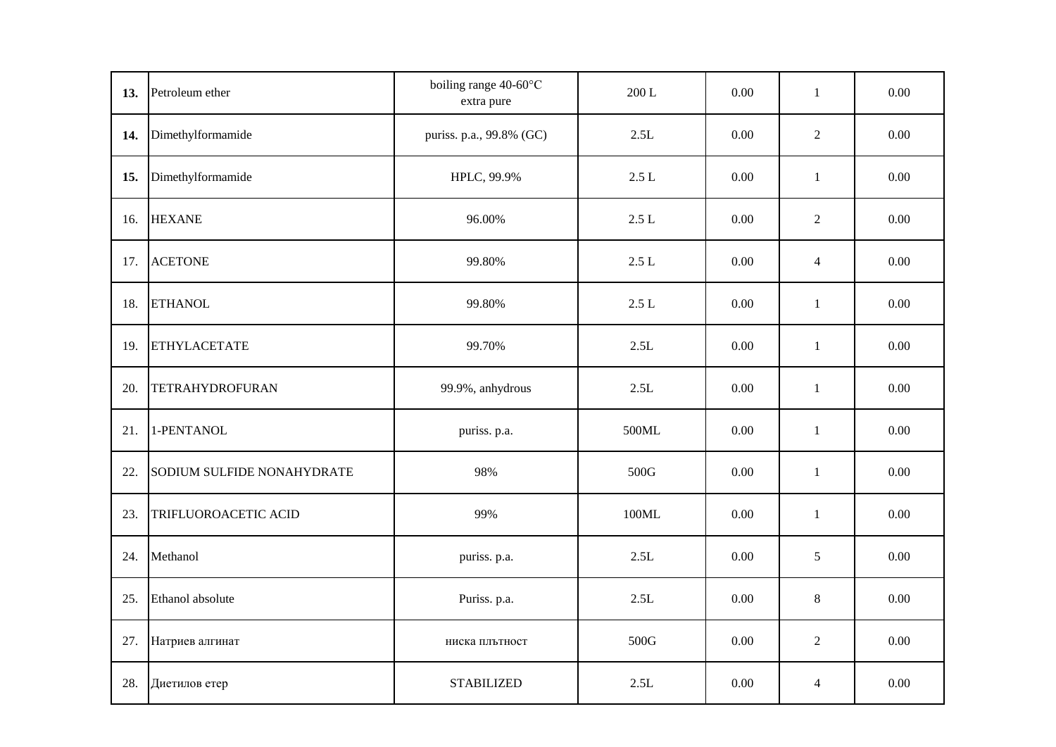| | | | | | | |
|---|---|---|---|---|---|---|
| **13.** | Petroleum ether | boiling range 40-60°C extra pure | 200 L | 0.00 | 1 | 0.00 |
| **14.** | Dimethylformamide | puriss. p.a., 99.8% (GC) | 2.5L | 0.00 | 2 | 0.00 |
| **15.** | Dimethylformamide | HPLC, 99.9% | 2.5 L | 0.00 | 1 | 0.00 |
| 16. | HEXANE | 96.00% | 2.5 L | 0.00 | 2 | 0.00 |
| 17. | ACETONE | 99.80% | 2.5 L | 0.00 | 4 | 0.00 |
| 18. | ETHANOL | 99.80% | 2.5 L | 0.00 | 1 | 0.00 |
| 19. | ETHYLACETATE | 99.70% | 2.5L | 0.00 | 1 | 0.00 |
| 20. | TETRAHYDROFURAN | 99.9%, anhydrous | 2.5L | 0.00 | 1 | 0.00 |
| 21. | 1-PENTANOL | puriss. p.a. | 500ML | 0.00 | 1 | 0.00 |
| 22. | SODIUM SULFIDE NONAHYDRATE | 98% | 500G | 0.00 | 1 | 0.00 |
| 23. | TRIFLUOROACETIC ACID | 99% | 100ML | 0.00 | 1 | 0.00 |
| 24. | Methanol | puriss. p.a. | 2.5L | 0.00 | 5 | 0.00 |
| 25. | Ethanol absolute | Puriss. p.a. | 2.5L | 0.00 | 8 | 0.00 |
| 27. | Натриев алгинат | ниска плътност | 500G | 0.00 | 2 | 0.00 |
| 28. | Диетилов етер | STABILIZED | 2.5L | 0.00 | 4 | 0.00 |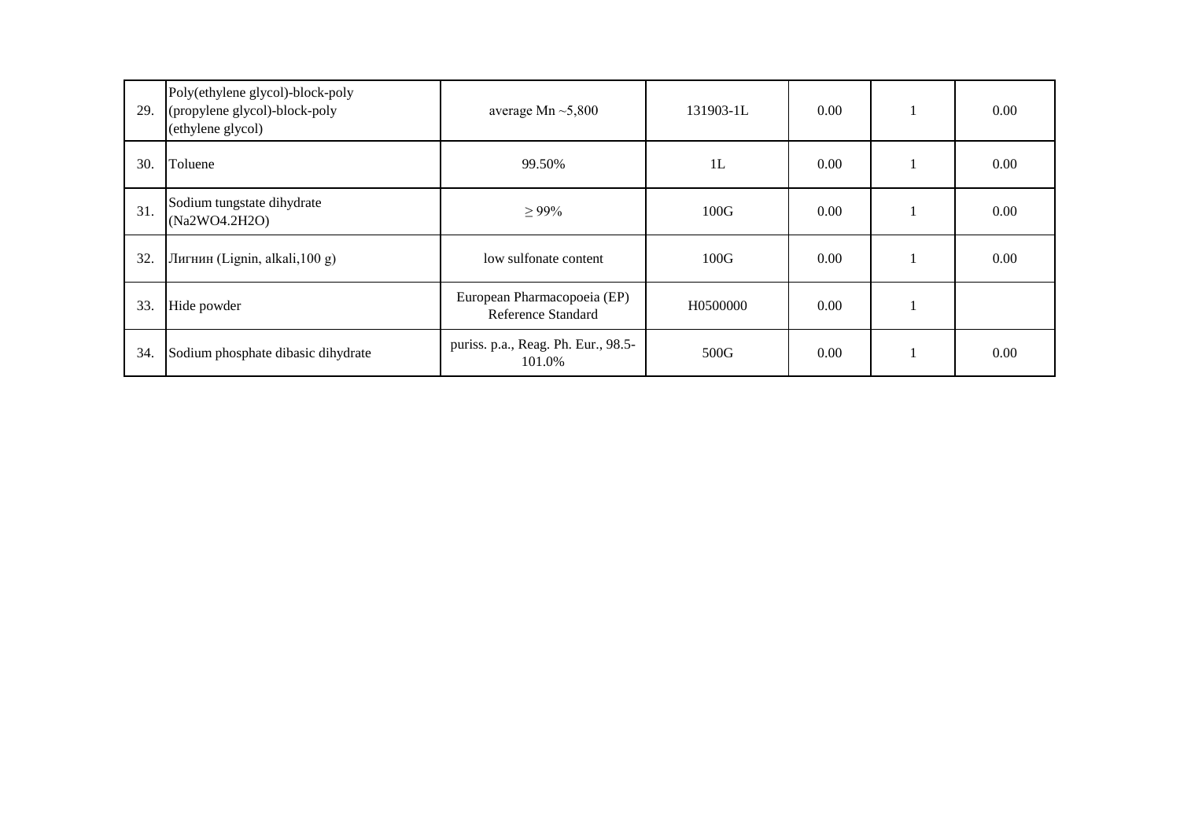| | | | | | | |
|---|---|---|---|---|---|---|
| 29. | Poly(ethylene glycol)-block-poly (propylene glycol)-block-poly (ethylene glycol) | average Mn ~5,800 | 131903-1L | 0.00 | 1 | 0.00 |
| 30. | Toluene | 99.50% | 1L | 0.00 | 1 | 0.00 |
| 31. | Sodium tungstate dihydrate ($Na_2WO_4.2H_2O$) | ≥ 99% | 100G | 0.00 | 1 | 0.00 |
| 32. | Лигнин (Lignin, alkali,100 g) | low sulfonate content | 100G | 0.00 | 1 | 0.00 |
| 33. | Hide powder | European Pharmacopoeia (EP) Reference Standard | H0500000 | 0.00 | 1 | |
| 34. | Sodium phosphate dibasic dihydrate | puriss. p.a., Reag. Ph. Eur., 98.5-101.0% | 500G | 0.00 | 1 | 0.00 |